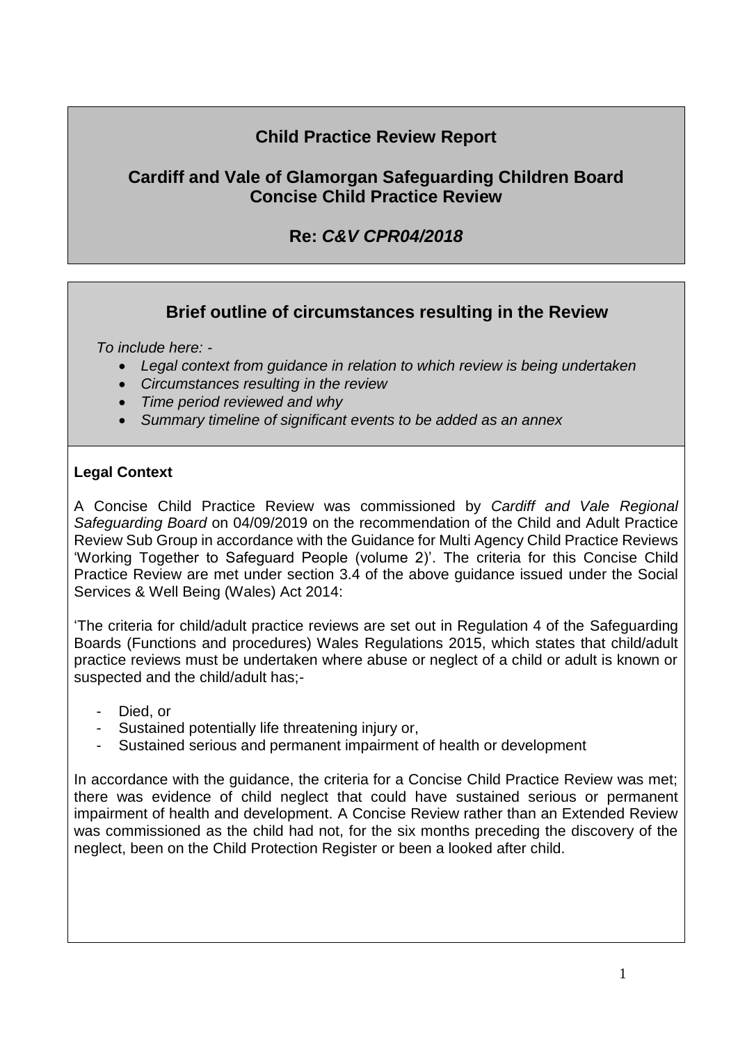# Child Practice Review Report

## Cardiff and Vale of Glamorgan Safeguarding Children Board
## Concise Child Practice Review

## Re: *C&V CPR04/2018*

## Brief outline of circumstances resulting in the Review

*To include here: -*

- *Legal context from guidance in relation to which review is being undertaken*
- *Circumstances resulting in the review*
- *Time period reviewed and why*
- *Summary timeline of significant events to be added as an annex*

**Legal Context**

A Concise Child Practice Review was commissioned by *Cardiff and Vale Regional Safeguarding Board* on 04/09/2019 on the recommendation of the Child and Adult Practice Review Sub Group in accordance with the Guidance for Multi Agency Child Practice Reviews 'Working Together to Safeguard People (volume 2)'. The criteria for this Concise Child Practice Review are met under section 3.4 of the above guidance issued under the Social Services & Well Being (Wales) Act 2014:

'The criteria for child/adult practice reviews are set out in Regulation 4 of the Safeguarding Boards (Functions and procedures) Wales Regulations 2015, which states that child/adult practice reviews must be undertaken where abuse or neglect of a child or adult is known or suspected and the child/adult has;-

- Died, or
- Sustained potentially life threatening injury or,
- Sustained serious and permanent impairment of health or development

In accordance with the guidance, the criteria for a Concise Child Practice Review was met; there was evidence of child neglect that could have sustained serious or permanent impairment of health and development. A Concise Review rather than an Extended Review was commissioned as the child had not, for the six months preceding the discovery of the neglect, been on the Child Protection Register or been a looked after child.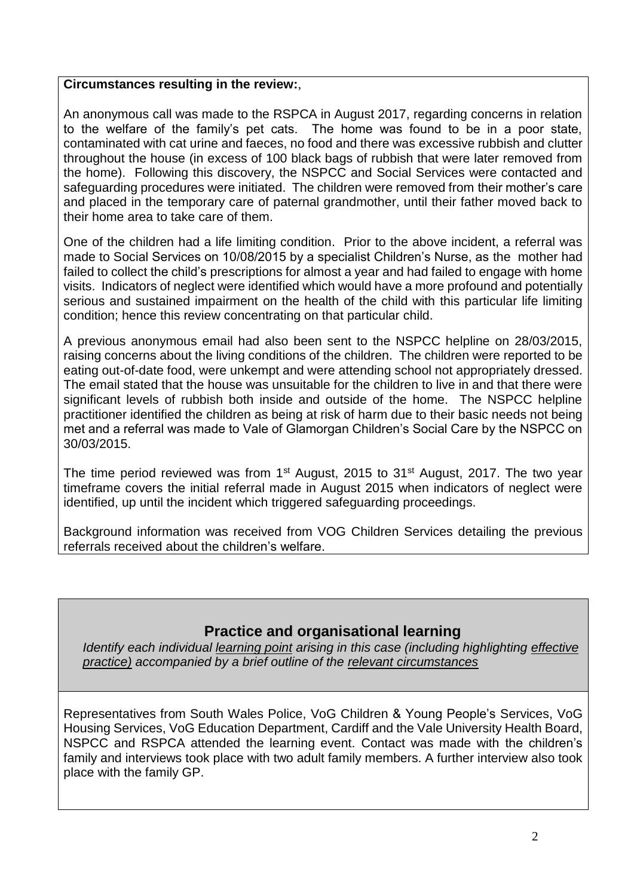**Circumstances resulting in the review:**,

An anonymous call was made to the RSPCA in August 2017, regarding concerns in relation to the welfare of the family's pet cats. The home was found to be in a poor state, contaminated with cat urine and faeces, no food and there was excessive rubbish and clutter throughout the house (in excess of 100 black bags of rubbish that were later removed from the home). Following this discovery, the NSPCC and Social Services were contacted and safeguarding procedures were initiated. The children were removed from their mother's care and placed in the temporary care of paternal grandmother, until their father moved back to their home area to take care of them.

One of the children had a life limiting condition. Prior to the above incident, a referral was made to Social Services on 10/08/2015 by a specialist Children's Nurse, as the mother had failed to collect the child's prescriptions for almost a year and had failed to engage with home visits. Indicators of neglect were identified which would have a more profound and potentially serious and sustained impairment on the health of the child with this particular life limiting condition; hence this review concentrating on that particular child.

A previous anonymous email had also been sent to the NSPCC helpline on 28/03/2015, raising concerns about the living conditions of the children. The children were reported to be eating out-of-date food, were unkempt and were attending school not appropriately dressed. The email stated that the house was unsuitable for the children to live in and that there were significant levels of rubbish both inside and outside of the home. The NSPCC helpline practitioner identified the children as being at risk of harm due to their basic needs not being met and a referral was made to Vale of Glamorgan Children's Social Care by the NSPCC on 30/03/2015.

The time period reviewed was from 1st August, 2015 to 31st August, 2017. The two year timeframe covers the initial referral made in August 2015 when indicators of neglect were identified, up until the incident which triggered safeguarding proceedings.

Background information was received from VOG Children Services detailing the previous referrals received about the children's welfare.

## Practice and organisational learning

*Identify each individual learning point arising in this case (including highlighting effective practice) accompanied by a brief outline of the relevant circumstances*

Representatives from South Wales Police, VoG Children & Young People's Services, VoG Housing Services, VoG Education Department, Cardiff and the Vale University Health Board, NSPCC and RSPCA attended the learning event. Contact was made with the children's family and interviews took place with two adult family members. A further interview also took place with the family GP.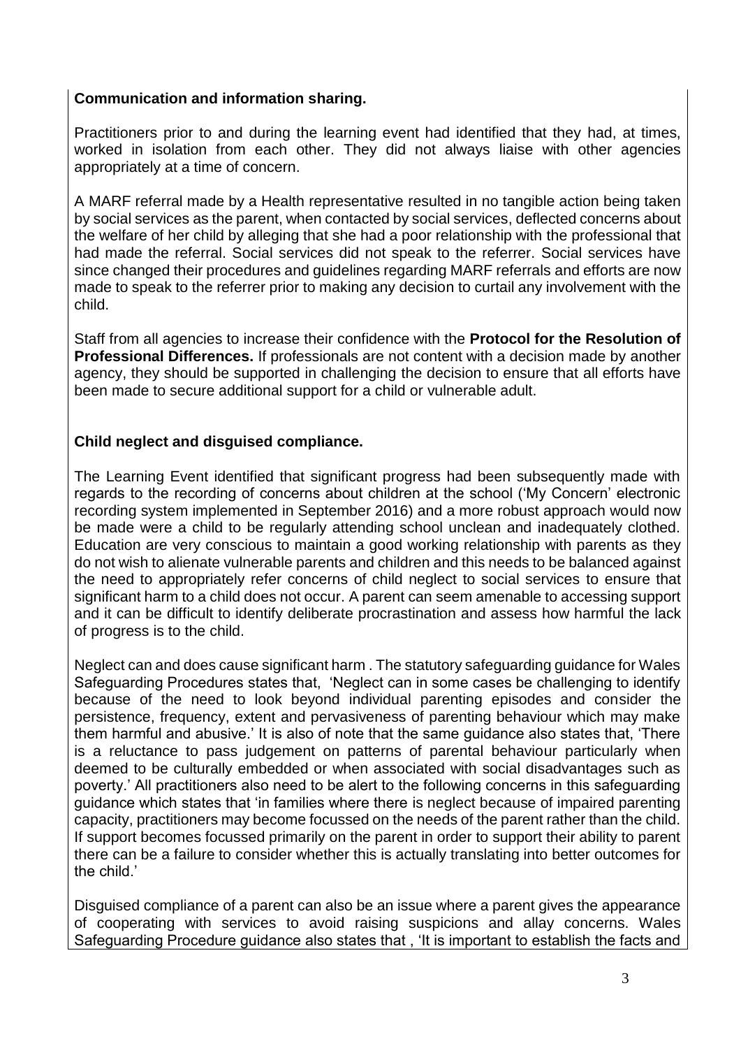**Communication and information sharing.**

Practitioners prior to and during the learning event had identified that they had, at times, worked in isolation from each other. They did not always liaise with other agencies appropriately at a time of concern.

A MARF referral made by a Health representative resulted in no tangible action being taken by social services as the parent, when contacted by social services, deflected concerns about the welfare of her child by alleging that she had a poor relationship with the professional that had made the referral. Social services did not speak to the referrer. Social services have since changed their procedures and guidelines regarding MARF referrals and efforts are now made to speak to the referrer prior to making any decision to curtail any involvement with the child.

Staff from all agencies to increase their confidence with the **Protocol for the Resolution of Professional Differences.** If professionals are not content with a decision made by another agency, they should be supported in challenging the decision to ensure that all efforts have been made to secure additional support for a child or vulnerable adult.

**Child neglect and disguised compliance.**

The Learning Event identified that significant progress had been subsequently made with regards to the recording of concerns about children at the school ('My Concern' electronic recording system implemented in September 2016) and a more robust approach would now be made were a child to be regularly attending school unclean and inadequately clothed. Education are very conscious to maintain a good working relationship with parents as they do not wish to alienate vulnerable parents and children and this needs to be balanced against the need to appropriately refer concerns of child neglect to social services to ensure that significant harm to a child does not occur. A parent can seem amenable to accessing support and it can be difficult to identify deliberate procrastination and assess how harmful the lack of progress is to the child.

Neglect can and does cause significant harm . The statutory safeguarding guidance for Wales Safeguarding Procedures states that, 'Neglect can in some cases be challenging to identify because of the need to look beyond individual parenting episodes and consider the persistence, frequency, extent and pervasiveness of parenting behaviour which may make them harmful and abusive.' It is also of note that the same guidance also states that, 'There is a reluctance to pass judgement on patterns of parental behaviour particularly when deemed to be culturally embedded or when associated with social disadvantages such as poverty.' All practitioners also need to be alert to the following concerns in this safeguarding guidance which states that 'in families where there is neglect because of impaired parenting capacity, practitioners may become focussed on the needs of the parent rather than the child. If support becomes focussed primarily on the parent in order to support their ability to parent there can be a failure to consider whether this is actually translating into better outcomes for the child.'

Disguised compliance of a parent can also be an issue where a parent gives the appearance of cooperating with services to avoid raising suspicions and allay concerns. Wales Safeguarding Procedure guidance also states that , 'It is important to establish the facts and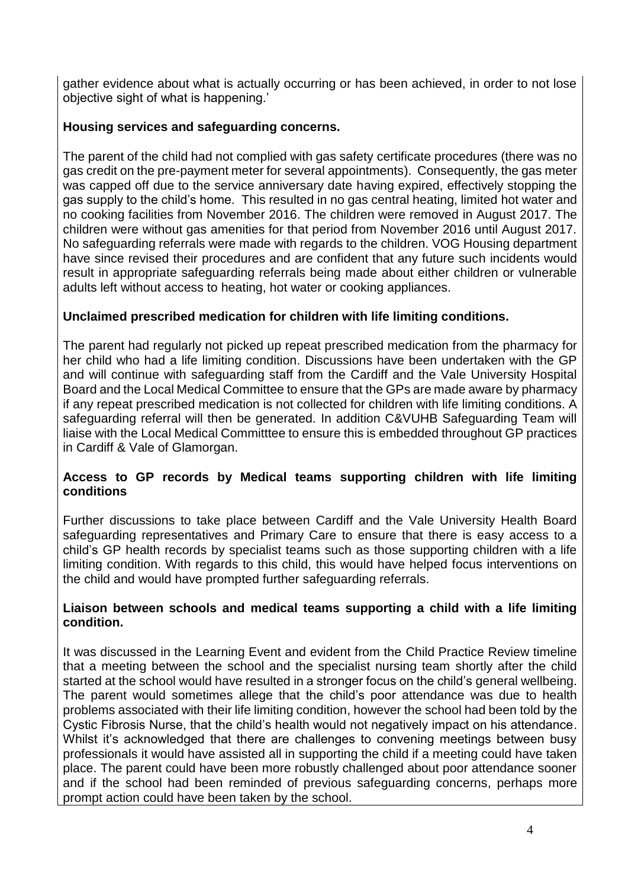gather evidence about what is actually occurring or has been achieved, in order to not lose objective sight of what is happening.'

**Housing services and safeguarding concerns.**

The parent of the child had not complied with gas safety certificate procedures (there was no gas credit on the pre-payment meter for several appointments). Consequently, the gas meter was capped off due to the service anniversary date having expired, effectively stopping the gas supply to the child's home. This resulted in no gas central heating, limited hot water and no cooking facilities from November 2016. The children were removed in August 2017. The children were without gas amenities for that period from November 2016 until August 2017. No safeguarding referrals were made with regards to the children. VOG Housing department have since revised their procedures and are confident that any future such incidents would result in appropriate safeguarding referrals being made about either children or vulnerable adults left without access to heating, hot water or cooking appliances.

**Unclaimed prescribed medication for children with life limiting conditions.**

The parent had regularly not picked up repeat prescribed medication from the pharmacy for her child who had a life limiting condition. Discussions have been undertaken with the GP and will continue with safeguarding staff from the Cardiff and the Vale University Hospital Board and the Local Medical Committee to ensure that the GPs are made aware by pharmacy if any repeat prescribed medication is not collected for children with life limiting conditions. A safeguarding referral will then be generated. In addition C&VUHB Safeguarding Team will liaise with the Local Medical Committtee to ensure this is embedded throughout GP practices in Cardiff & Vale of Glamorgan.

**Access to GP records by Medical teams supporting children with life limiting conditions**

Further discussions to take place between Cardiff and the Vale University Health Board safeguarding representatives and Primary Care to ensure that there is easy access to a child's GP health records by specialist teams such as those supporting children with a life limiting condition. With regards to this child, this would have helped focus interventions on the child and would have prompted further safeguarding referrals.

**Liaison between schools and medical teams supporting a child with a life limiting condition.**

It was discussed in the Learning Event and evident from the Child Practice Review timeline that a meeting between the school and the specialist nursing team shortly after the child started at the school would have resulted in a stronger focus on the child's general wellbeing. The parent would sometimes allege that the child's poor attendance was due to health problems associated with their life limiting condition, however the school had been told by the Cystic Fibrosis Nurse, that the child's health would not negatively impact on his attendance. Whilst it's acknowledged that there are challenges to convening meetings between busy professionals it would have assisted all in supporting the child if a meeting could have taken place. The parent could have been more robustly challenged about poor attendance sooner and if the school had been reminded of previous safeguarding concerns, perhaps more prompt action could have been taken by the school.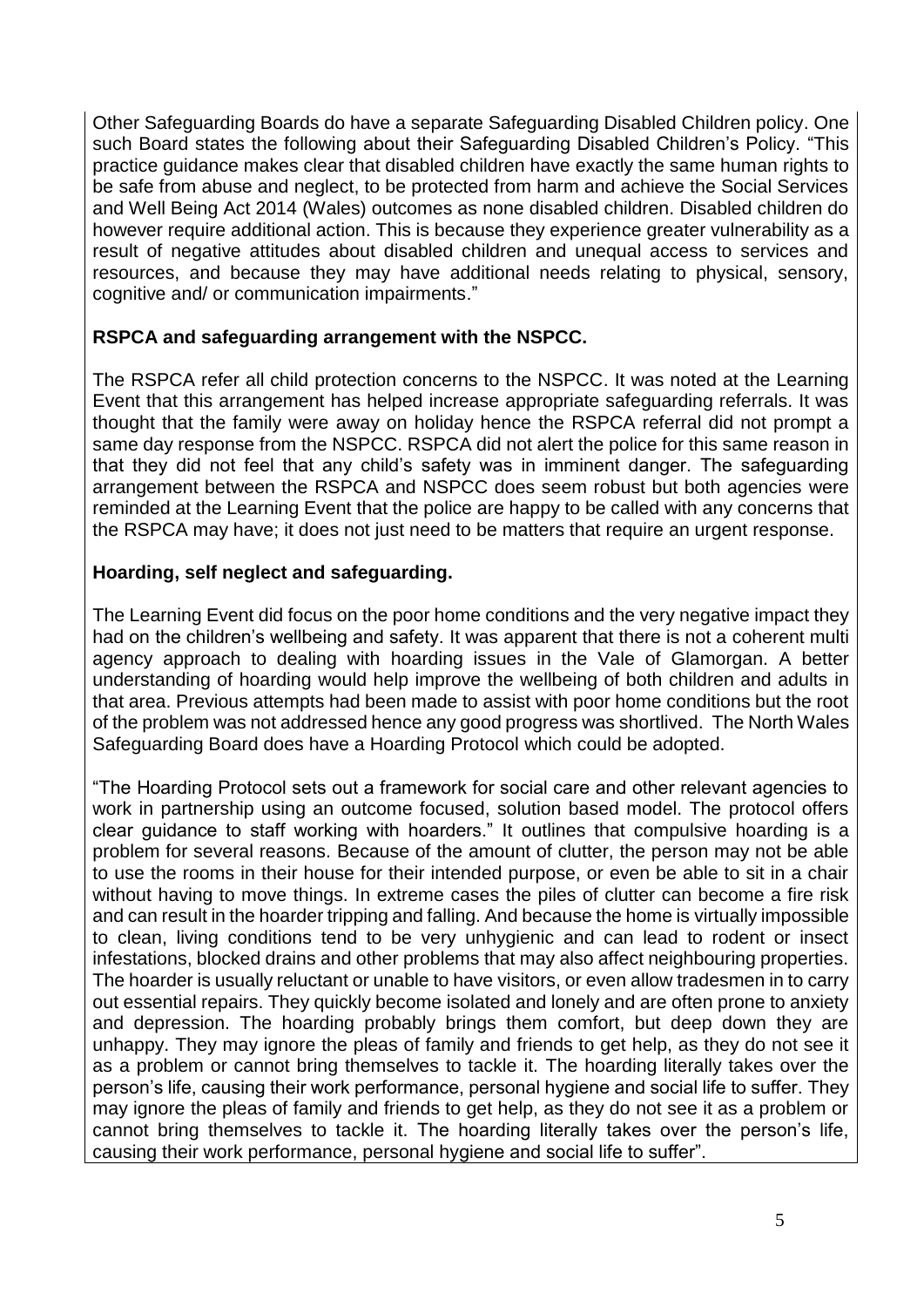Other Safeguarding Boards do have a separate Safeguarding Disabled Children policy. One such Board states the following about their Safeguarding Disabled Children's Policy. "This practice guidance makes clear that disabled children have exactly the same human rights to be safe from abuse and neglect, to be protected from harm and achieve the Social Services and Well Being Act 2014 (Wales) outcomes as none disabled children. Disabled children do however require additional action. This is because they experience greater vulnerability as a result of negative attitudes about disabled children and unequal access to services and resources, and because they may have additional needs relating to physical, sensory, cognitive and/ or communication impairments."

**RSPCA and safeguarding arrangement with the NSPCC.**

The RSPCA refer all child protection concerns to the NSPCC. It was noted at the Learning Event that this arrangement has helped increase appropriate safeguarding referrals. It was thought that the family were away on holiday hence the RSPCA referral did not prompt a same day response from the NSPCC. RSPCA did not alert the police for this same reason in that they did not feel that any child's safety was in imminent danger. The safeguarding arrangement between the RSPCA and NSPCC does seem robust but both agencies were reminded at the Learning Event that the police are happy to be called with any concerns that the RSPCA may have; it does not just need to be matters that require an urgent response.

**Hoarding, self neglect and safeguarding.**

The Learning Event did focus on the poor home conditions and the very negative impact they had on the children's wellbeing and safety. It was apparent that there is not a coherent multi agency approach to dealing with hoarding issues in the Vale of Glamorgan. A better understanding of hoarding would help improve the wellbeing of both children and adults in that area. Previous attempts had been made to assist with poor home conditions but the root of the problem was not addressed hence any good progress was shortlived. The North Wales Safeguarding Board does have a Hoarding Protocol which could be adopted.

"The Hoarding Protocol sets out a framework for social care and other relevant agencies to work in partnership using an outcome focused, solution based model. The protocol offers clear guidance to staff working with hoarders." It outlines that compulsive hoarding is a problem for several reasons. Because of the amount of clutter, the person may not be able to use the rooms in their house for their intended purpose, or even be able to sit in a chair without having to move things. In extreme cases the piles of clutter can become a fire risk and can result in the hoarder tripping and falling. And because the home is virtually impossible to clean, living conditions tend to be very unhygienic and can lead to rodent or insect infestations, blocked drains and other problems that may also affect neighbouring properties. The hoarder is usually reluctant or unable to have visitors, or even allow tradesmen in to carry out essential repairs. They quickly become isolated and lonely and are often prone to anxiety and depression. The hoarding probably brings them comfort, but deep down they are unhappy. They may ignore the pleas of family and friends to get help, as they do not see it as a problem or cannot bring themselves to tackle it. The hoarding literally takes over the person's life, causing their work performance, personal hygiene and social life to suffer. They may ignore the pleas of family and friends to get help, as they do not see it as a problem or cannot bring themselves to tackle it. The hoarding literally takes over the person's life, causing their work performance, personal hygiene and social life to suffer".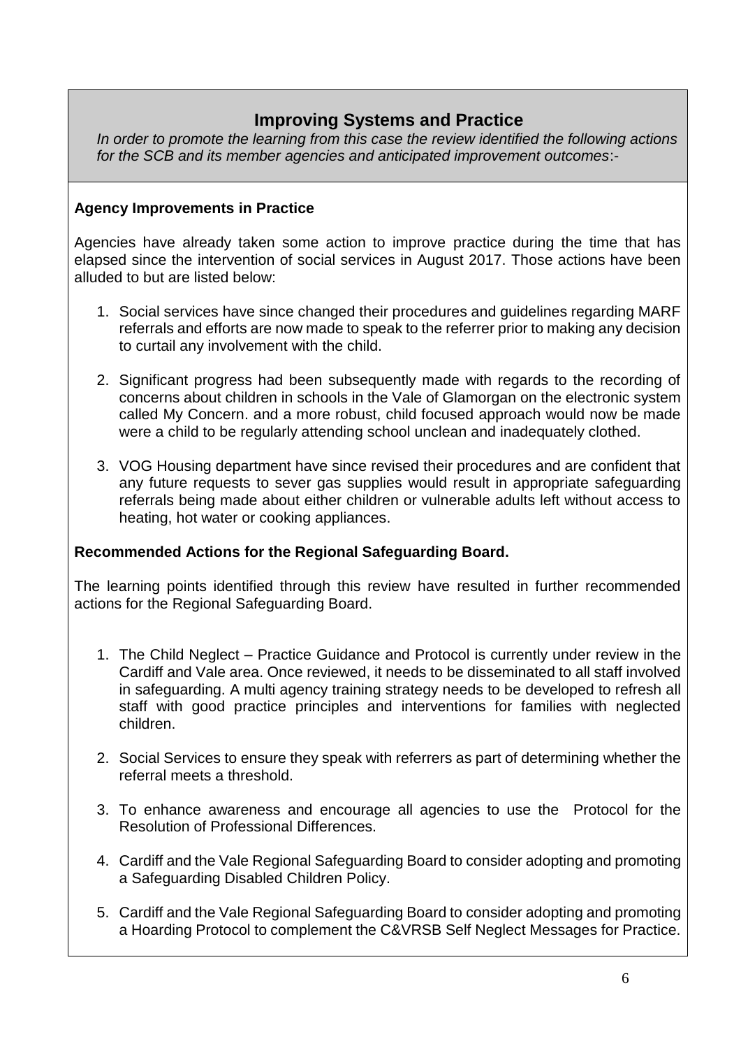## Improving Systems and Practice

*In order to promote the learning from this case the review identified the following actions for the SCB and its member agencies and anticipated improvement outcomes*:-

**Agency Improvements in Practice**

Agencies have already taken some action to improve practice during the time that has elapsed since the intervention of social services in August 2017. Those actions have been alluded to but are listed below:

1. Social services have since changed their procedures and guidelines regarding MARF referrals and efforts are now made to speak to the referrer prior to making any decision to curtail any involvement with the child.

2. Significant progress had been subsequently made with regards to the recording of concerns about children in schools in the Vale of Glamorgan on the electronic system called My Concern. and a more robust, child focused approach would now be made were a child to be regularly attending school unclean and inadequately clothed.

3. VOG Housing department have since revised their procedures and are confident that any future requests to sever gas supplies would result in appropriate safeguarding referrals being made about either children or vulnerable adults left without access to heating, hot water or cooking appliances.

**Recommended Actions for the Regional Safeguarding Board.**

The learning points identified through this review have resulted in further recommended actions for the Regional Safeguarding Board.

1. The Child Neglect – Practice Guidance and Protocol is currently under review in the Cardiff and Vale area. Once reviewed, it needs to be disseminated to all staff involved in safeguarding. A multi agency training strategy needs to be developed to refresh all staff with good practice principles and interventions for families with neglected children.

2. Social Services to ensure they speak with referrers as part of determining whether the referral meets a threshold.

3. To enhance awareness and encourage all agencies to use the Protocol for the Resolution of Professional Differences.

4. Cardiff and the Vale Regional Safeguarding Board to consider adopting and promoting a Safeguarding Disabled Children Policy.

5. Cardiff and the Vale Regional Safeguarding Board to consider adopting and promoting a Hoarding Protocol to complement the C&VRSB Self Neglect Messages for Practice.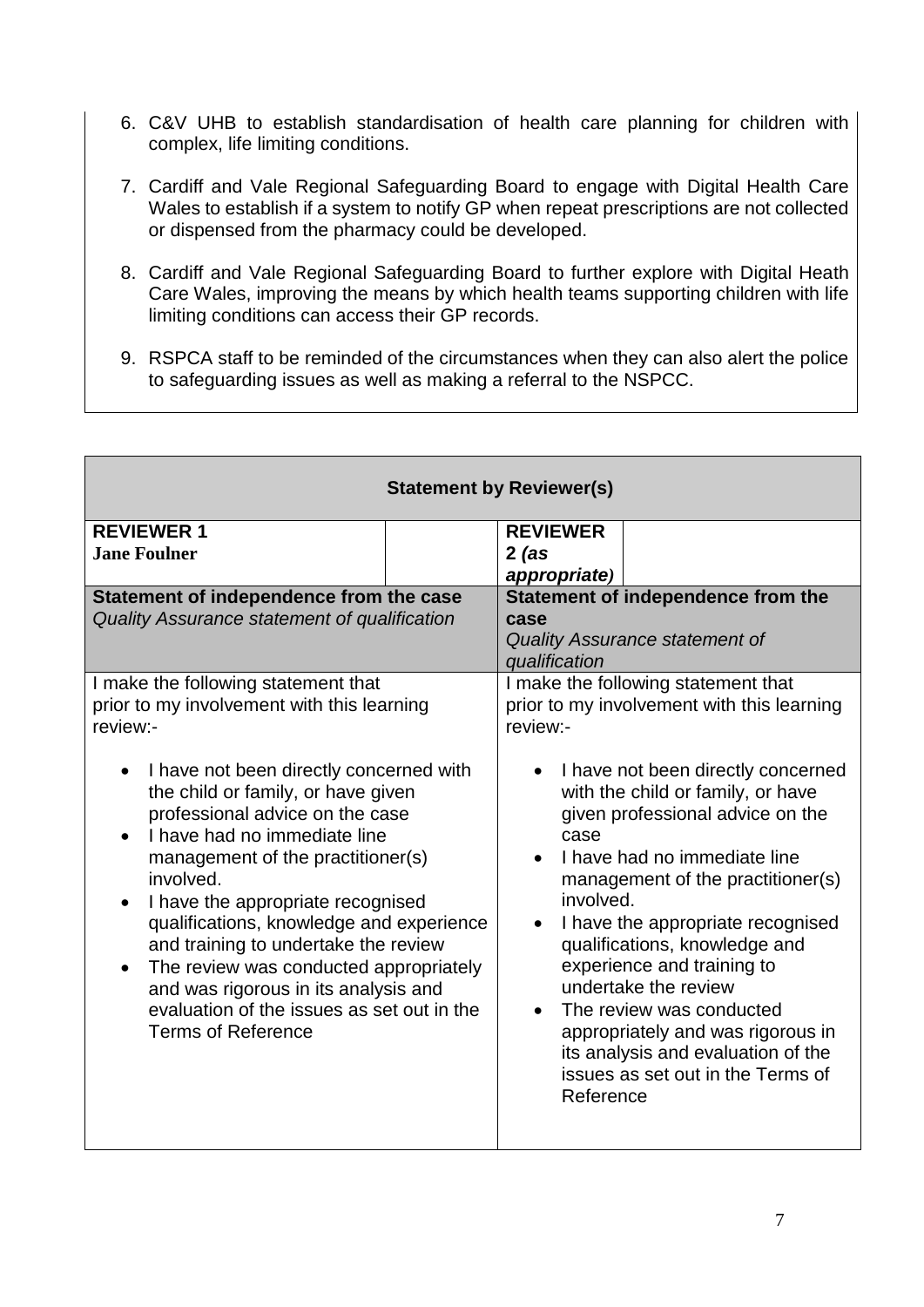6. C&V UHB to establish standardisation of health care planning for children with complex, life limiting conditions.

7. Cardiff and Vale Regional Safeguarding Board to engage with Digital Health Care Wales to establish if a system to notify GP when repeat prescriptions are not collected or dispensed from the pharmacy could be developed.

8. Cardiff and Vale Regional Safeguarding Board to further explore with Digital Heath Care Wales, improving the means by which health teams supporting children with life limiting conditions can access their GP records.

9. RSPCA staff to be reminded of the circumstances when they can also alert the police to safeguarding issues as well as making a referral to the NSPCC.

| **Statement by Reviewer(s)** | | | |
|---|---|---|---|
| **REVIEWER 1**<br>**Jane Foulner** | | **REVIEWER 2** ***(as appropriate)*** | |
| **Statement of independence from the case**<br>*Quality Assurance statement of qualification* | | **Statement of independence from the case**<br>*Quality Assurance statement of qualification* | |
| I make the following statement that prior to my involvement with this learning review:-<br><br>• I have not been directly concerned with the child or family, or have given professional advice on the case<br>• I have had no immediate line management of the practitioner(s) involved.<br>• I have the appropriate recognised qualifications, knowledge and experience and training to undertake the review<br>• The review was conducted appropriately and was rigorous in its analysis and evaluation of the issues as set out in the Terms of Reference | | I make the following statement that prior to my involvement with this learning review:-<br><br>• I have not been directly concerned with the child or family, or have given professional advice on the case<br>• I have had no immediate line management of the practitioner(s) involved.<br>• I have the appropriate recognised qualifications, knowledge and experience and training to undertake the review<br>• The review was conducted appropriately and was rigorous in its analysis and evaluation of the issues as set out in the Terms of Reference | |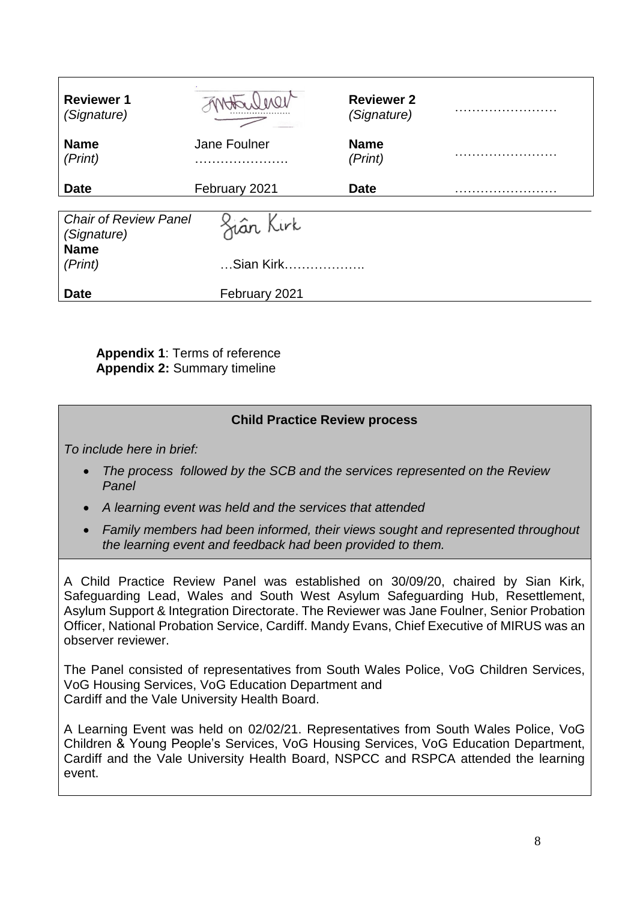| **Reviewer 1** *(Signature)* | [signature] | **Reviewer 2** *(Signature)* | …………………… |
|---|---|---|---|
| **Name** *(Print)* | Jane Foulner ………………… | **Name** *(Print)* | …………………… |
| **Date** | February 2021 | **Date** | …………………… |

| *Chair of Review Panel (Signature)* | [signature] Siân Kirk |
|---|---|
| **Name** *(Print)* | …Sian Kirk………………. |
| **Date** | February 2021 |

**Appendix 1**: Terms of reference
**Appendix 2:** Summary timeline

**Child Practice Review process**

*To include here in brief:*

- *The process followed by the SCB and the services represented on the Review Panel*
- *A learning event was held and the services that attended*
- *Family members had been informed, their views sought and represented throughout the learning event and feedback had been provided to them.*

A Child Practice Review Panel was established on 30/09/20, chaired by Sian Kirk, Safeguarding Lead, Wales and South West Asylum Safeguarding Hub, Resettlement, Asylum Support & Integration Directorate. The Reviewer was Jane Foulner, Senior Probation Officer, National Probation Service, Cardiff. Mandy Evans, Chief Executive of MIRUS was an observer reviewer.

The Panel consisted of representatives from South Wales Police, VoG Children Services, VoG Housing Services, VoG Education Department and Cardiff and the Vale University Health Board.

A Learning Event was held on 02/02/21. Representatives from South Wales Police, VoG Children & Young People's Services, VoG Housing Services, VoG Education Department, Cardiff and the Vale University Health Board, NSPCC and RSPCA attended the learning event.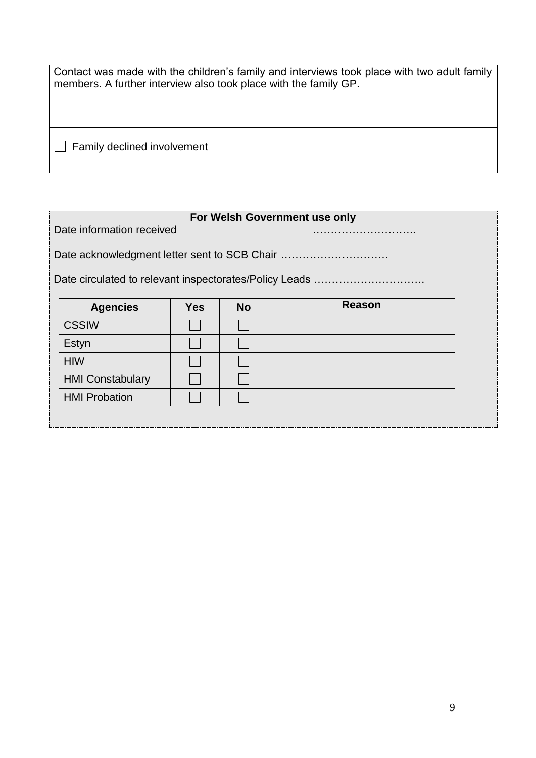Contact was made with the children's family and interviews took place with two adult family members. A further interview also took place with the family GP.

☐ Family declined involvement

**For Welsh Government use only**

Date information received ………………………..

Date acknowledgment letter sent to SCB Chair …………………………

Date circulated to relevant inspectorates/Policy Leads ………………………….

| Agencies | Yes | No | Reason |
|---|---|---|---|
| CSSIW | ☐ | ☐ | |
| Estyn | ☐ | ☐ | |
| HIW | ☐ | ☐ | |
| HMI Constabulary | ☐ | ☐ | |
| HMI Probation | ☐ | ☐ | |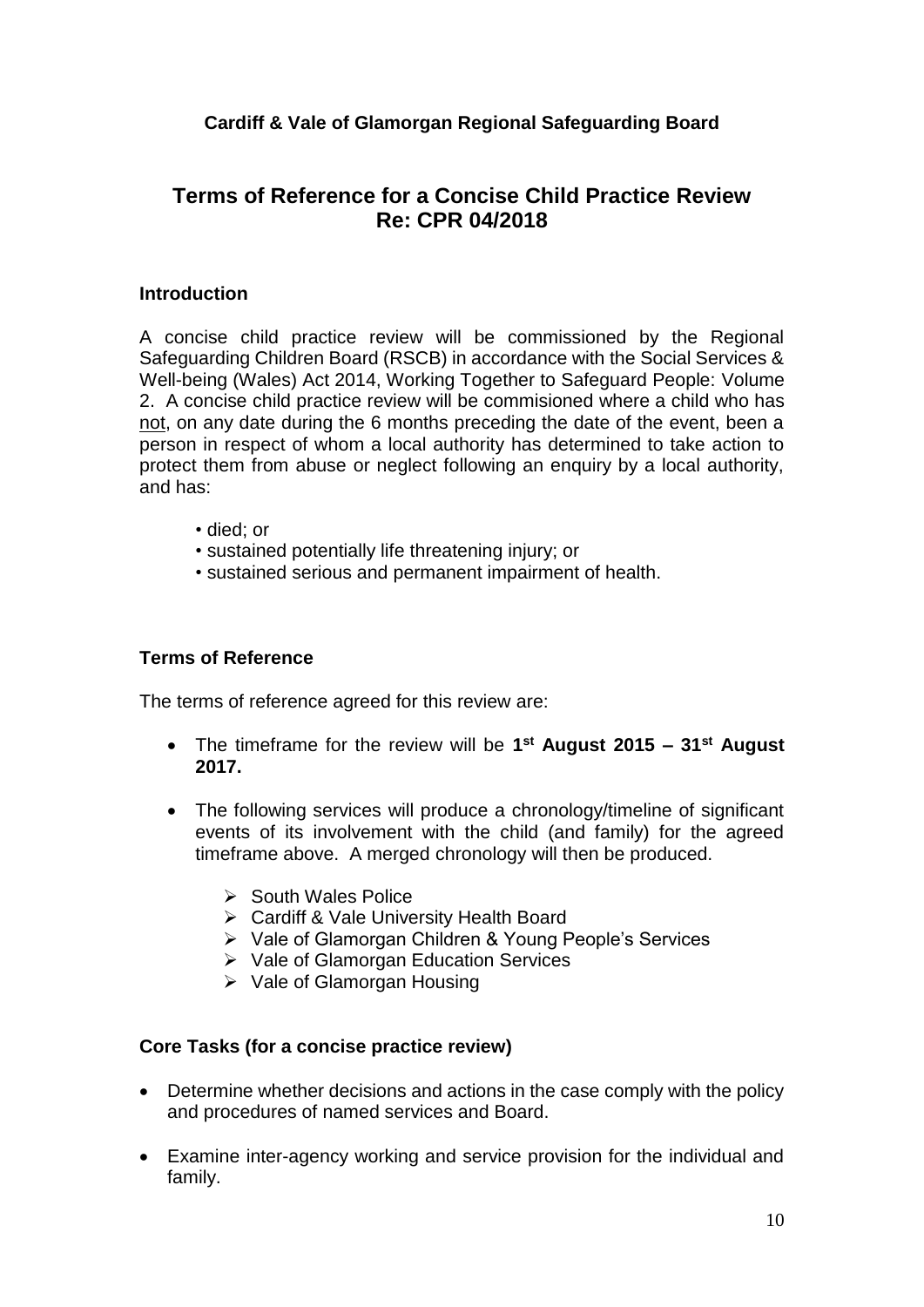**Cardiff & Vale of Glamorgan Regional Safeguarding Board**

## Terms of Reference for a Concise Child Practice Review Re: CPR 04/2018

### Introduction

A concise child practice review will be commissioned by the Regional Safeguarding Children Board (RSCB) in accordance with the Social Services & Well-being (Wales) Act 2014, Working Together to Safeguard People: Volume 2. A concise child practice review will be commisioned where a child who has not, on any date during the 6 months preceding the date of the event, been a person in respect of whom a local authority has determined to take action to protect them from abuse or neglect following an enquiry by a local authority, and has:

- died; or
- sustained potentially life threatening injury; or
- sustained serious and permanent impairment of health.

### Terms of Reference

The terms of reference agreed for this review are:

- The timeframe for the review will be **1st August 2015 – 31st August 2017.**
- The following services will produce a chronology/timeline of significant events of its involvement with the child (and family) for the agreed timeframe above. A merged chronology will then be produced.
  - South Wales Police
  - Cardiff & Vale University Health Board
  - Vale of Glamorgan Children & Young People's Services
  - Vale of Glamorgan Education Services
  - Vale of Glamorgan Housing

### Core Tasks (for a concise practice review)

- Determine whether decisions and actions in the case comply with the policy and procedures of named services and Board.
- Examine inter-agency working and service provision for the individual and family.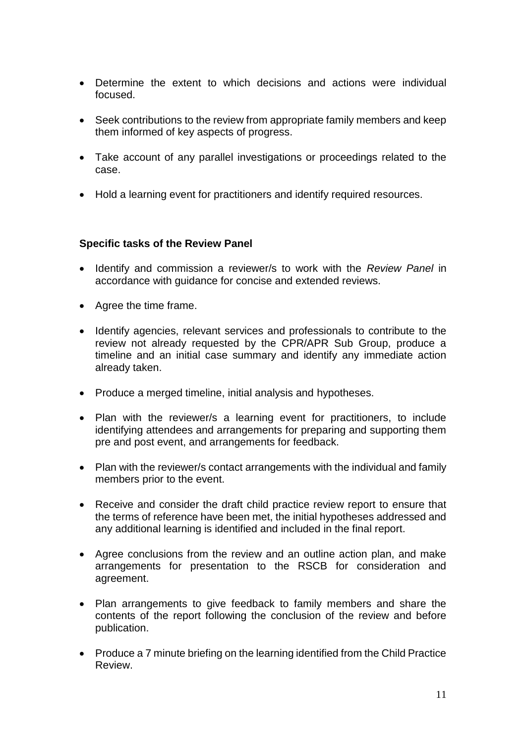- Determine the extent to which decisions and actions were individual focused.

- Seek contributions to the review from appropriate family members and keep them informed of key aspects of progress.

- Take account of any parallel investigations or proceedings related to the case.

- Hold a learning event for practitioners and identify required resources.

**Specific tasks of the Review Panel**

- Identify and commission a reviewer/s to work with the *Review Panel* in accordance with guidance for concise and extended reviews.

- Agree the time frame.

- Identify agencies, relevant services and professionals to contribute to the review not already requested by the CPR/APR Sub Group, produce a timeline and an initial case summary and identify any immediate action already taken.

- Produce a merged timeline, initial analysis and hypotheses.

- Plan with the reviewer/s a learning event for practitioners, to include identifying attendees and arrangements for preparing and supporting them pre and post event, and arrangements for feedback.

- Plan with the reviewer/s contact arrangements with the individual and family members prior to the event.

- Receive and consider the draft child practice review report to ensure that the terms of reference have been met, the initial hypotheses addressed and any additional learning is identified and included in the final report.

- Agree conclusions from the review and an outline action plan, and make arrangements for presentation to the RSCB for consideration and agreement.

- Plan arrangements to give feedback to family members and share the contents of the report following the conclusion of the review and before publication.

- Produce a 7 minute briefing on the learning identified from the Child Practice Review.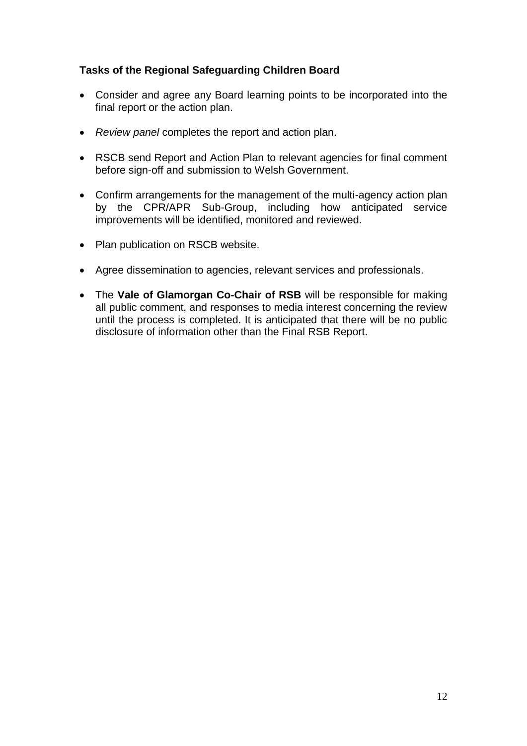**Tasks of the Regional Safeguarding Children Board**

- Consider and agree any Board learning points to be incorporated into the final report or the action plan.
- *Review panel* completes the report and action plan.
- RSCB send Report and Action Plan to relevant agencies for final comment before sign-off and submission to Welsh Government.
- Confirm arrangements for the management of the multi-agency action plan by the CPR/APR Sub-Group, including how anticipated service improvements will be identified, monitored and reviewed.
- Plan publication on RSCB website.
- Agree dissemination to agencies, relevant services and professionals.
- The **Vale of Glamorgan Co-Chair of RSB** will be responsible for making all public comment, and responses to media interest concerning the review until the process is completed. It is anticipated that there will be no public disclosure of information other than the Final RSB Report.